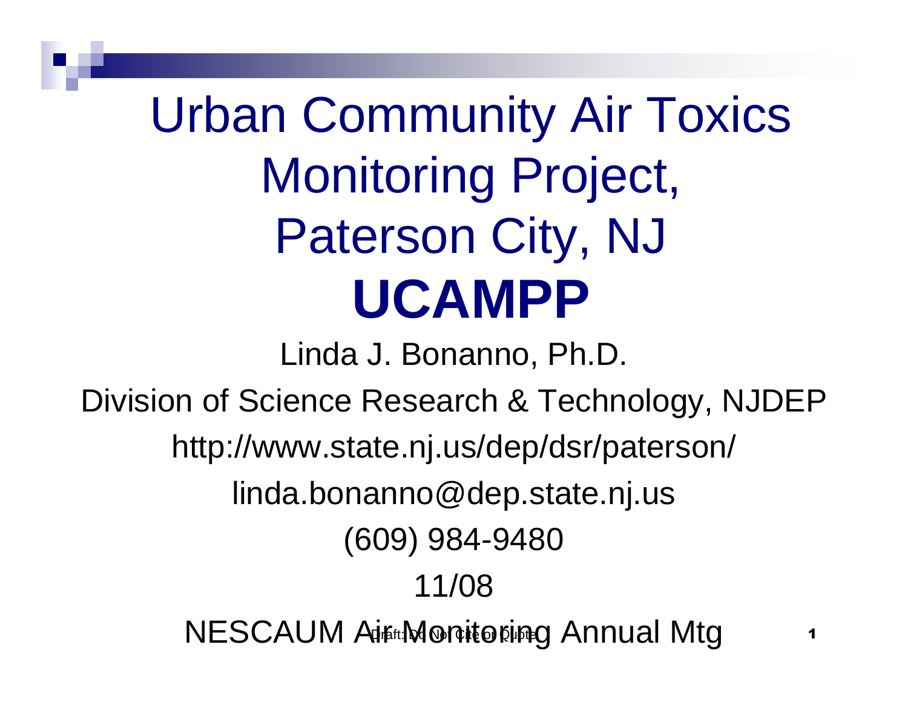# Urban Community Air Toxics Monitoring Project, Paterson City, NJ

# UCAMPP

Linda J. Bonanno, Ph.D.

Division of Science Research & Technology, NJDEP

http://www.state.nj.us/dep/dsr/paterson/

linda.bonanno@dep.state.nj.us

(609) 984-9480

11/08

NESCAUM Air Monitoring Annual Mtg

Draft: Do Not Cite or Quote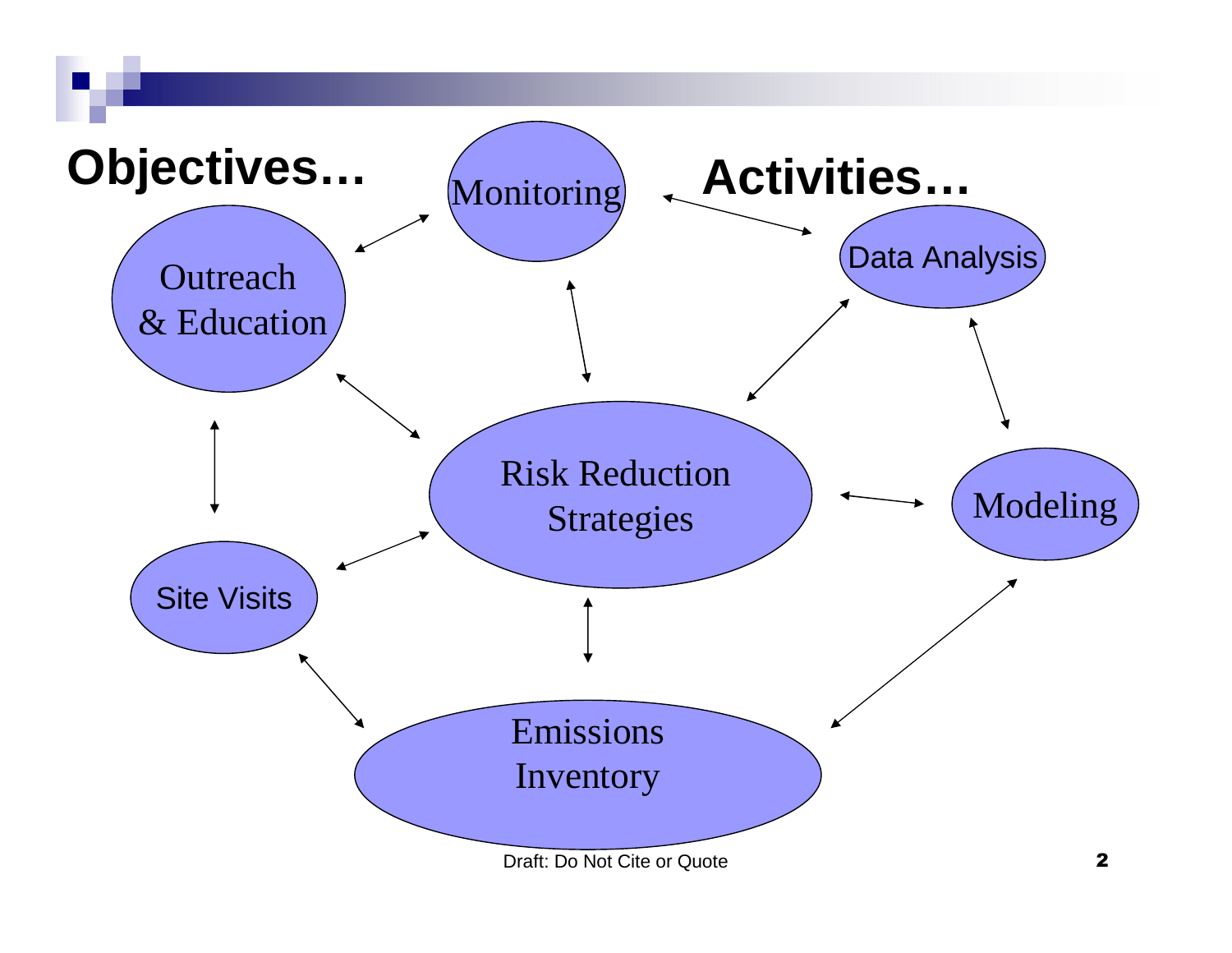## Objectives… Activities…

- Monitoring
- Data Analysis
- Outreach & Education
- Risk Reduction Strategies
- Modeling
- Site Visits
- Emissions Inventory

Draft: Do Not Cite or Quote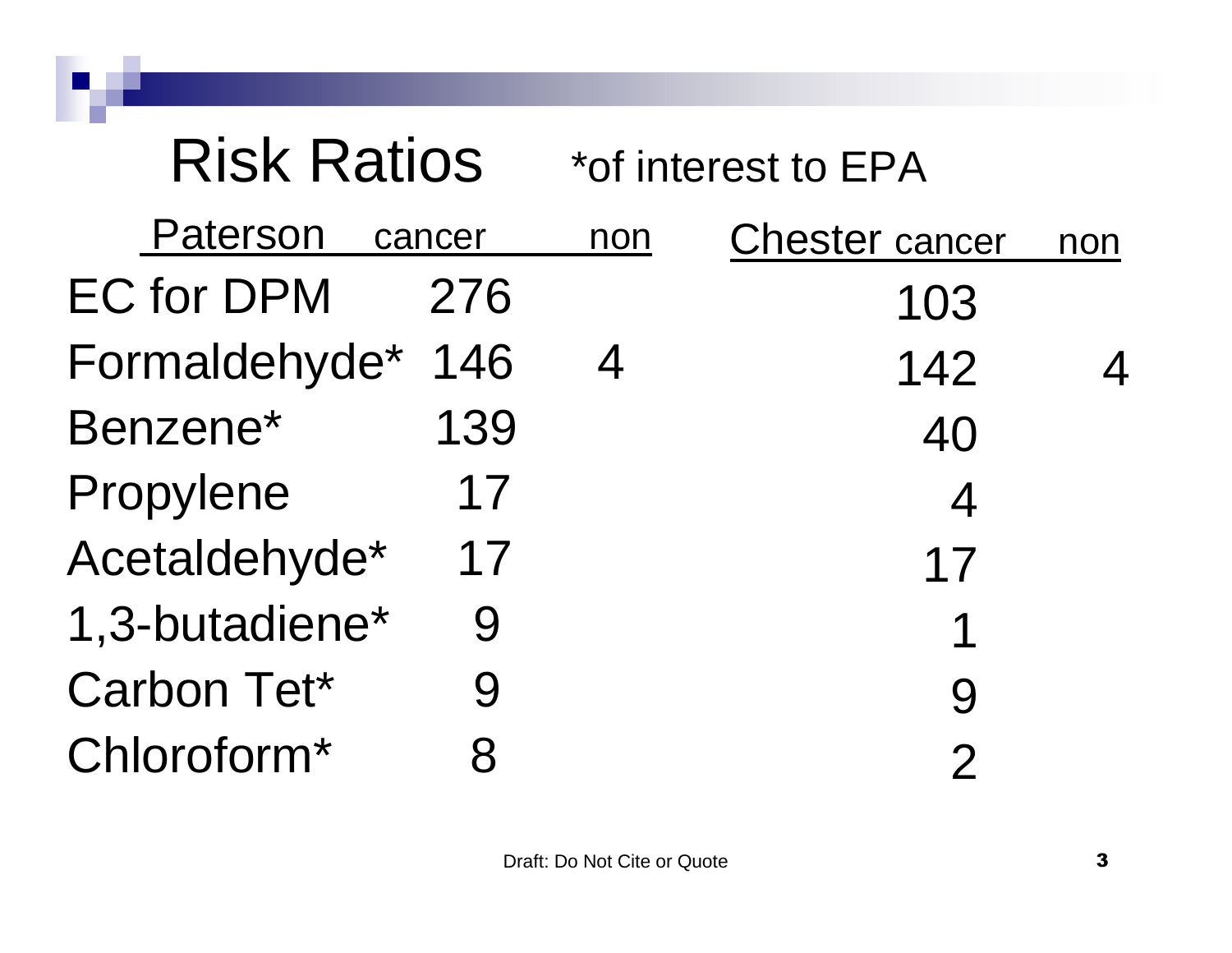# Risk Ratios

*of interest to EPA

| Paterson | cancer | non | Chester cancer | non |
|---|---|---|---|---|
| EC for DPM | 276 | | 103 | |
| Formaldehyde* | 146 | 4 | 142 | 4 |
| Benzene* | 139 | | 40 | |
| Propylene | 17 | | 4 | |
| Acetaldehyde* | 17 | | 17 | |
| 1,3-butadiene* | 9 | | 1 | |
| Carbon Tet* | 9 | | 9 | |
| Chloroform* | 8 | | 2 | |

Draft: Do Not Cite or Quote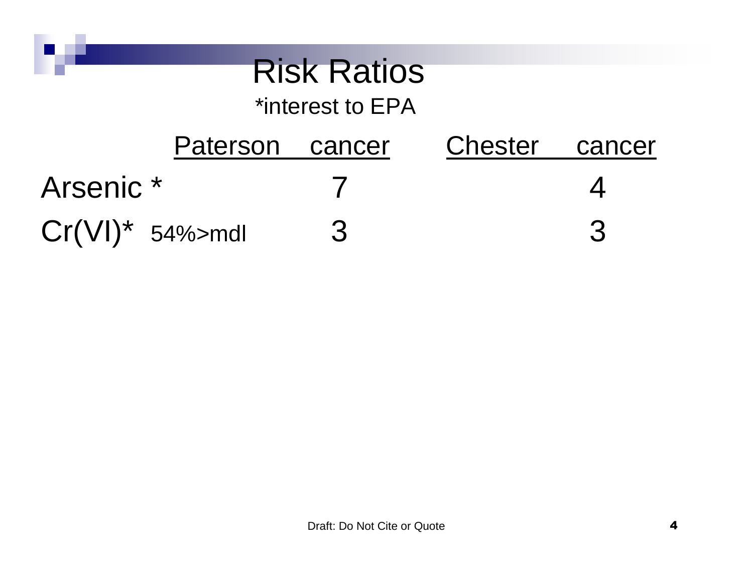# Risk Ratios

*interest to EPA

| | Paterson cancer | Chester cancer |
|---|---|---|
| Arsenic * | 7 | 4 |
| Cr(VI)* 54%>mdl | 3 | 3 |

Draft: Do Not Cite or Quote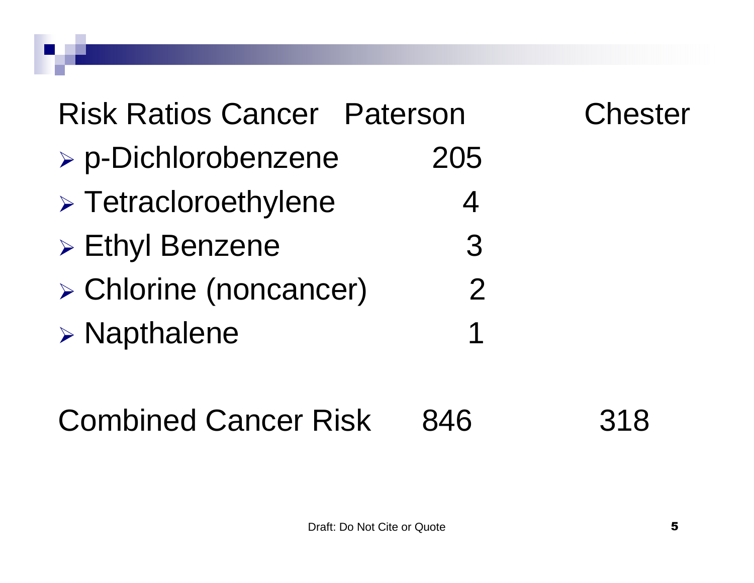| Risk Ratios Cancer | Paterson | Chester |
|---|---|---|
| p-Dichlorobenzene | 205 | |
| Tetracloroethylene | 4 | |
| Ethyl Benzene | 3 | |
| Chlorine (noncancer) | 2 | |
| Napthalene | 1 | |
| Combined Cancer Risk | 846 | 318 |

Draft: Do Not Cite or Quote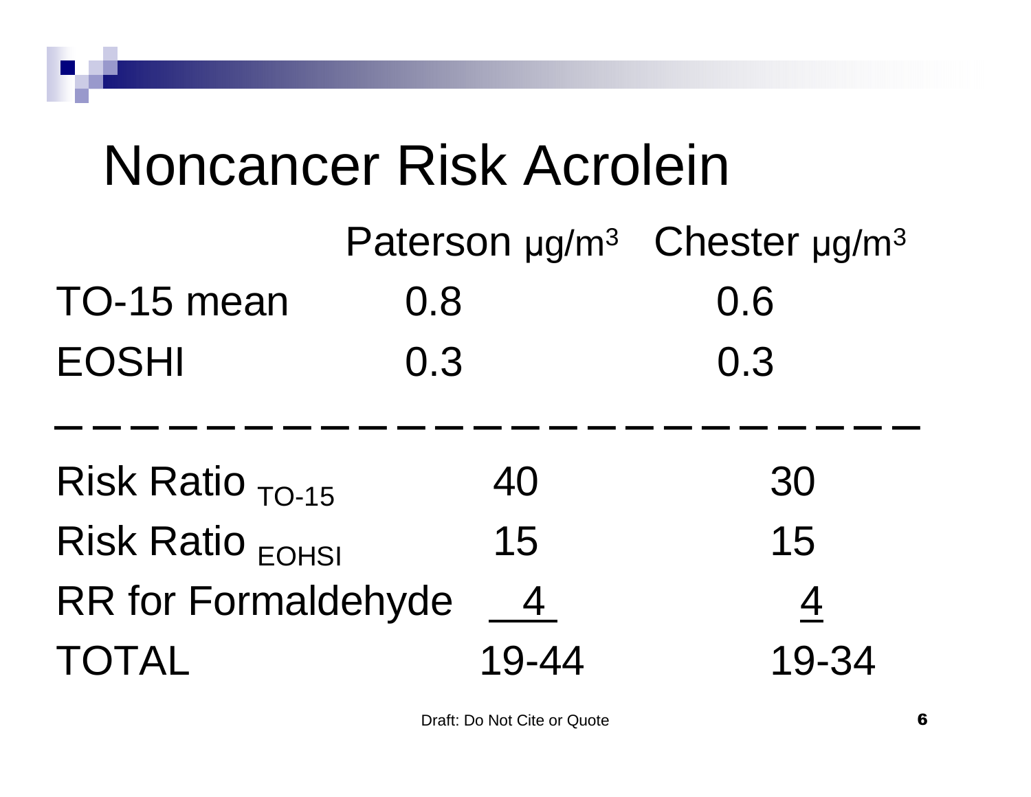# Noncancer Risk Acrolein

| | Paterson μg/m³ | Chester μg/m³ |
|---|---|---|
| TO-15 mean | 0.8 | 0.6 |
| EOSHI | 0.3 | 0.3 |

| | Paterson | Chester |
|---|---|---|
| Risk Ratio $_{TO-15}$ | 40 | 30 |
| Risk Ratio $_{EOHSI}$ | 15 | 15 |
| RR for Formaldehyde | 4 | 4 |
| TOTAL | 19-44 | 19-34 |

Draft: Do Not Cite or Quote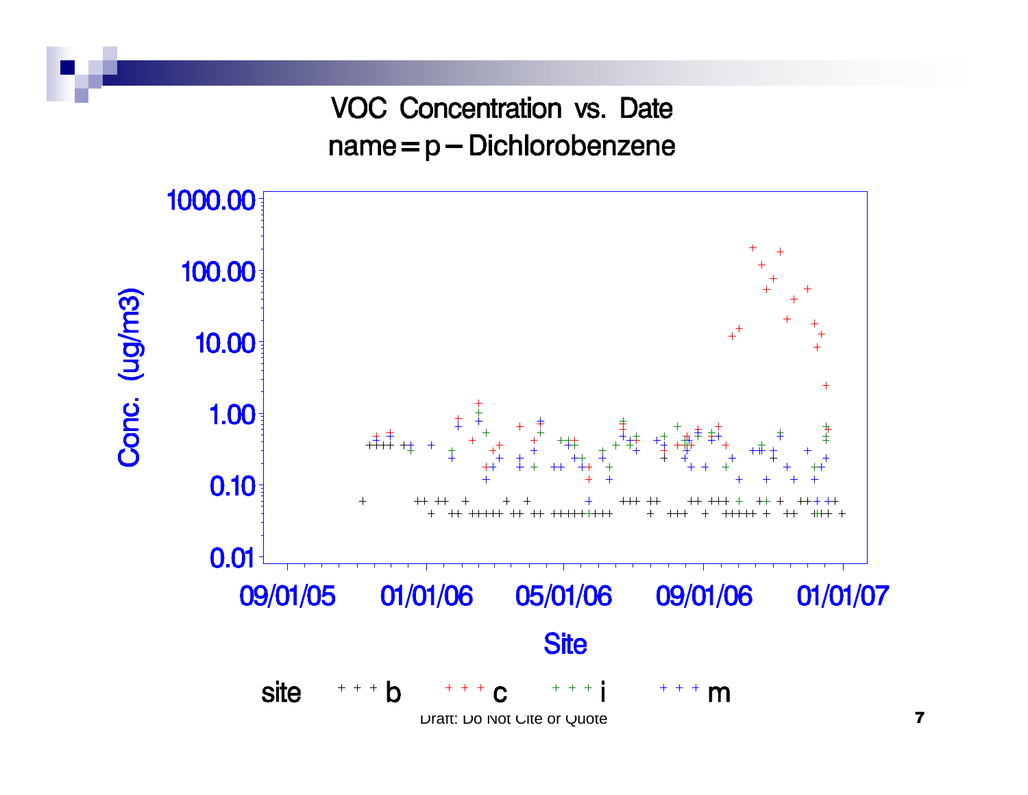# VOC Concentration vs. Date

## name=p–Dichlorobenzene

Conc. (ug/m3)

1000.00
100.00
10.00
1.00
0.10
0.01

09/01/05 01/01/06 05/01/06 09/01/06 01/01/07

Site

site + + + b + + + c + + + i + + + m

Draft: Do Not Cite or Quote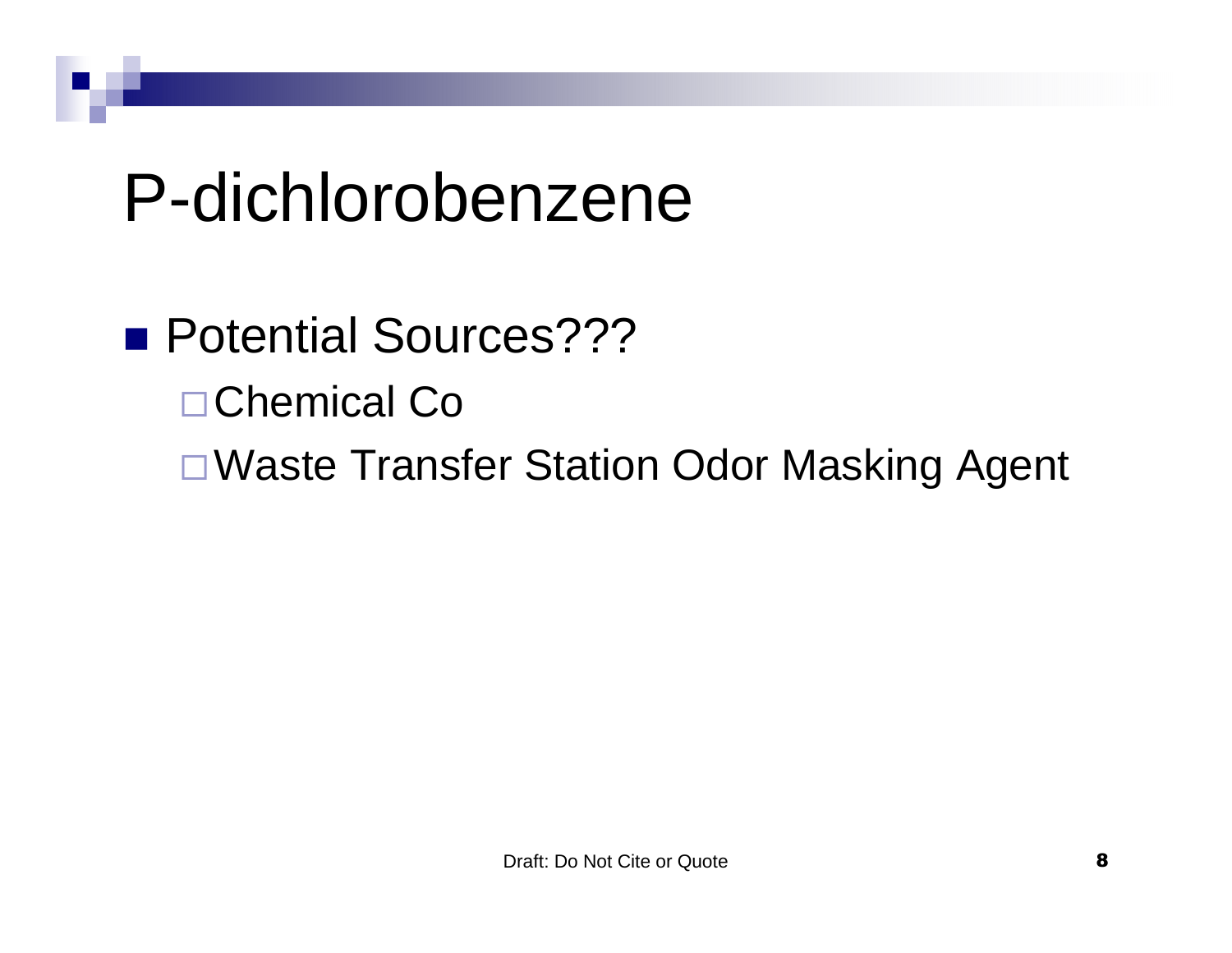# P-dichlorobenzene

- Potential Sources???
  - Chemical Co
  - Waste Transfer Station Odor Masking Agent

Draft: Do Not Cite or Quote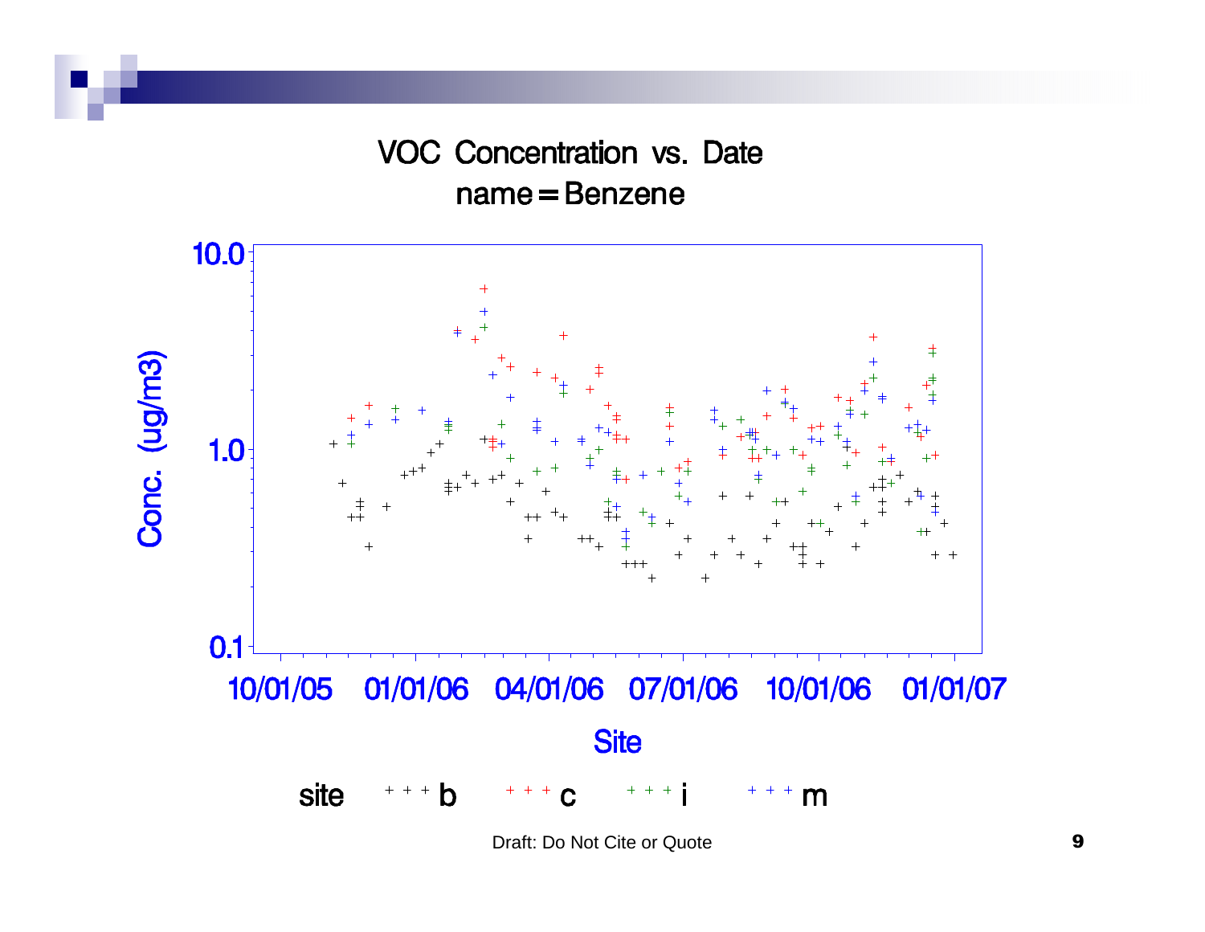# VOC Concentration vs. Date
## name = Benzene

Conc. (ug/m3): 10.0, 1.0, 0.1

10/01/05 01/01/06 04/01/06 07/01/06 10/01/06 01/01/07

Site

site + + + b + + + c + + + i + + + m

Draft: Do Not Cite or Quote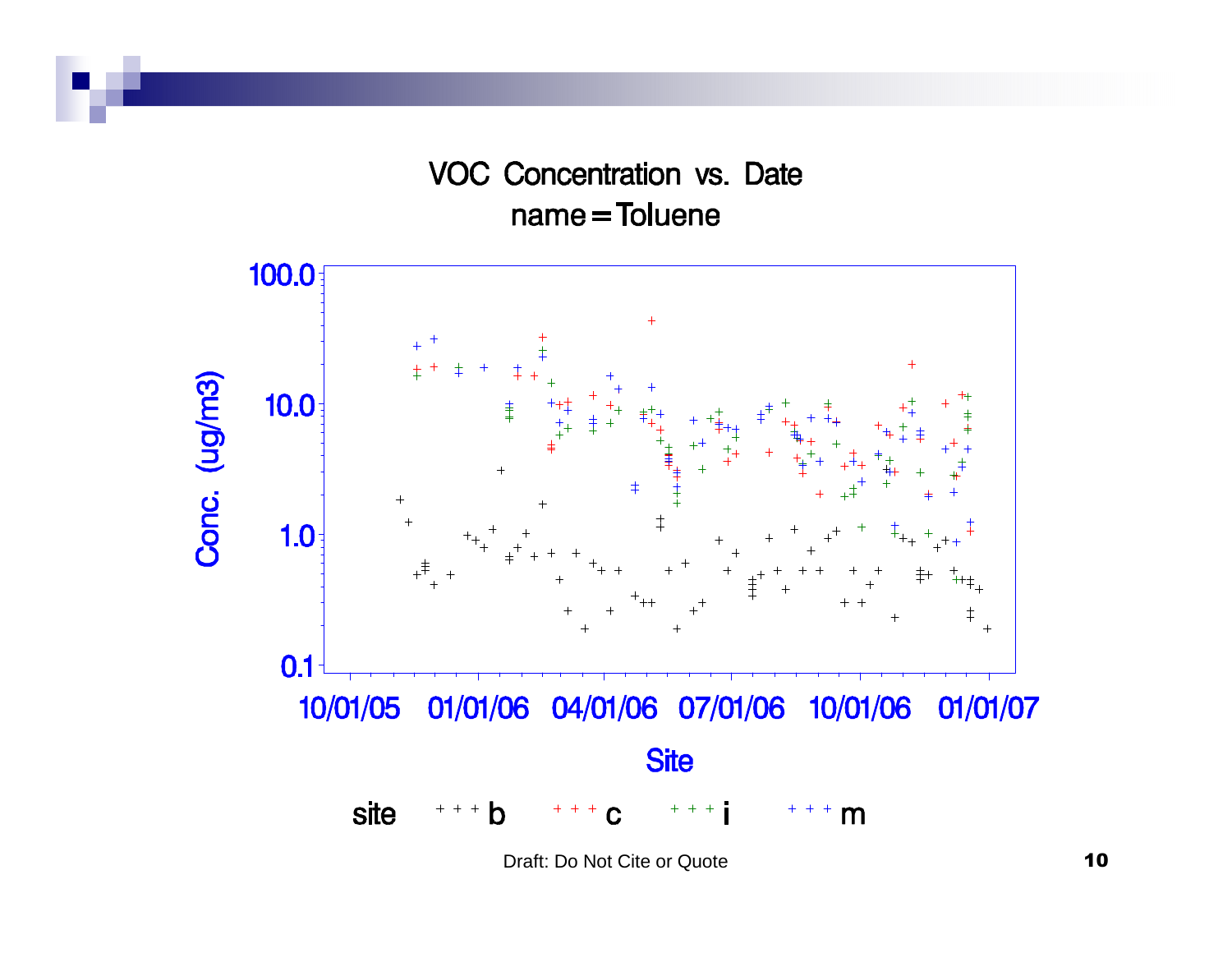# VOC Concentration vs. Date
## name=Toluene

Conc. (ug/m3): 0.1, 1.0, 10.0, 100.0

Site: 10/01/05, 01/01/06, 04/01/06, 07/01/06, 10/01/06, 01/01/07

site: b, c, i, m

Draft: Do Not Cite or Quote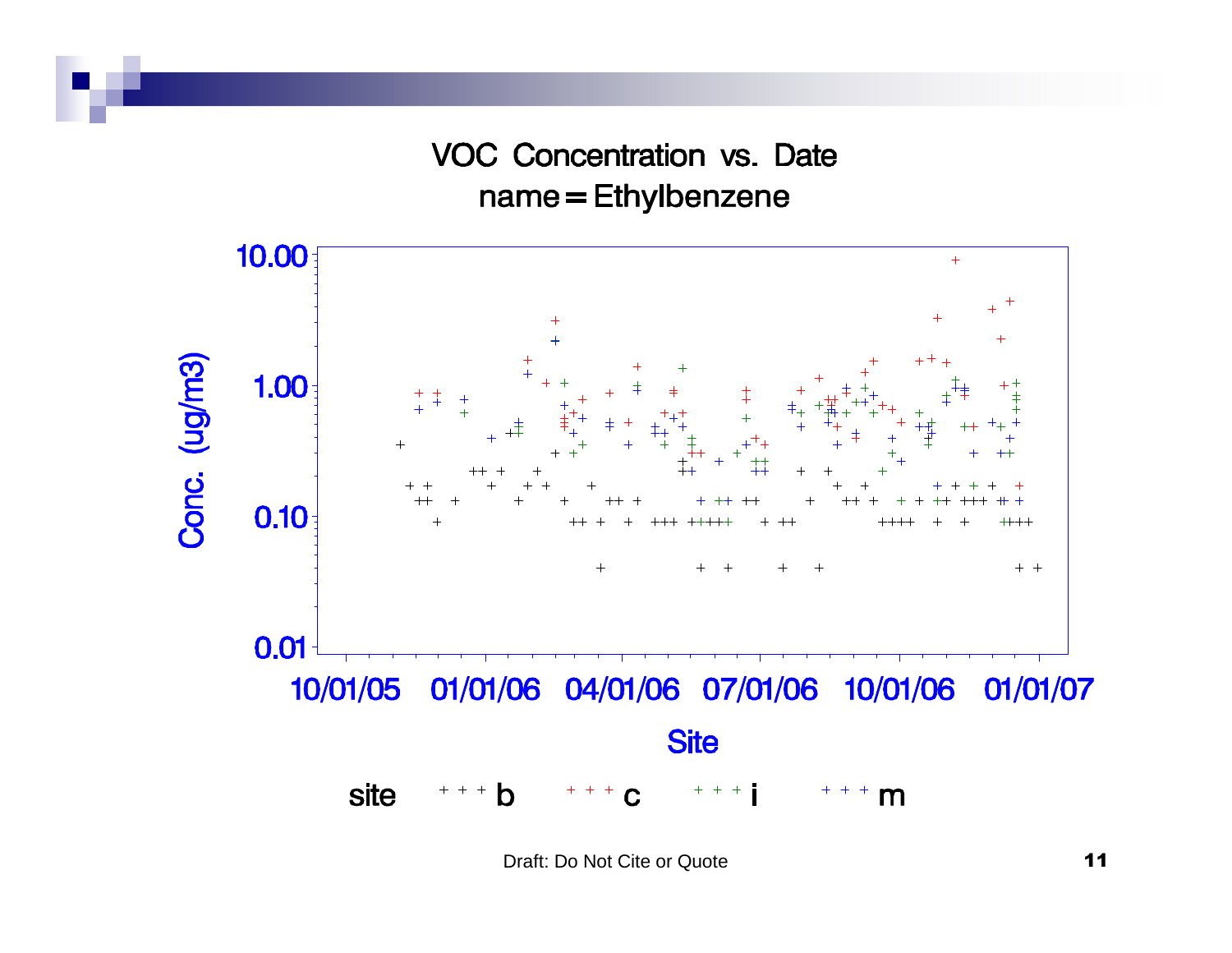# VOC Concentration vs. Date
## name = Ethylbenzene

Conc. (ug/m3)

10.00

1.00

0.10

0.01

10/01/05 01/01/06 04/01/06 07/01/06 10/01/06 01/01/07

Site

site + + + b + + + c + + + i + + + m

Draft: Do Not Cite or Quote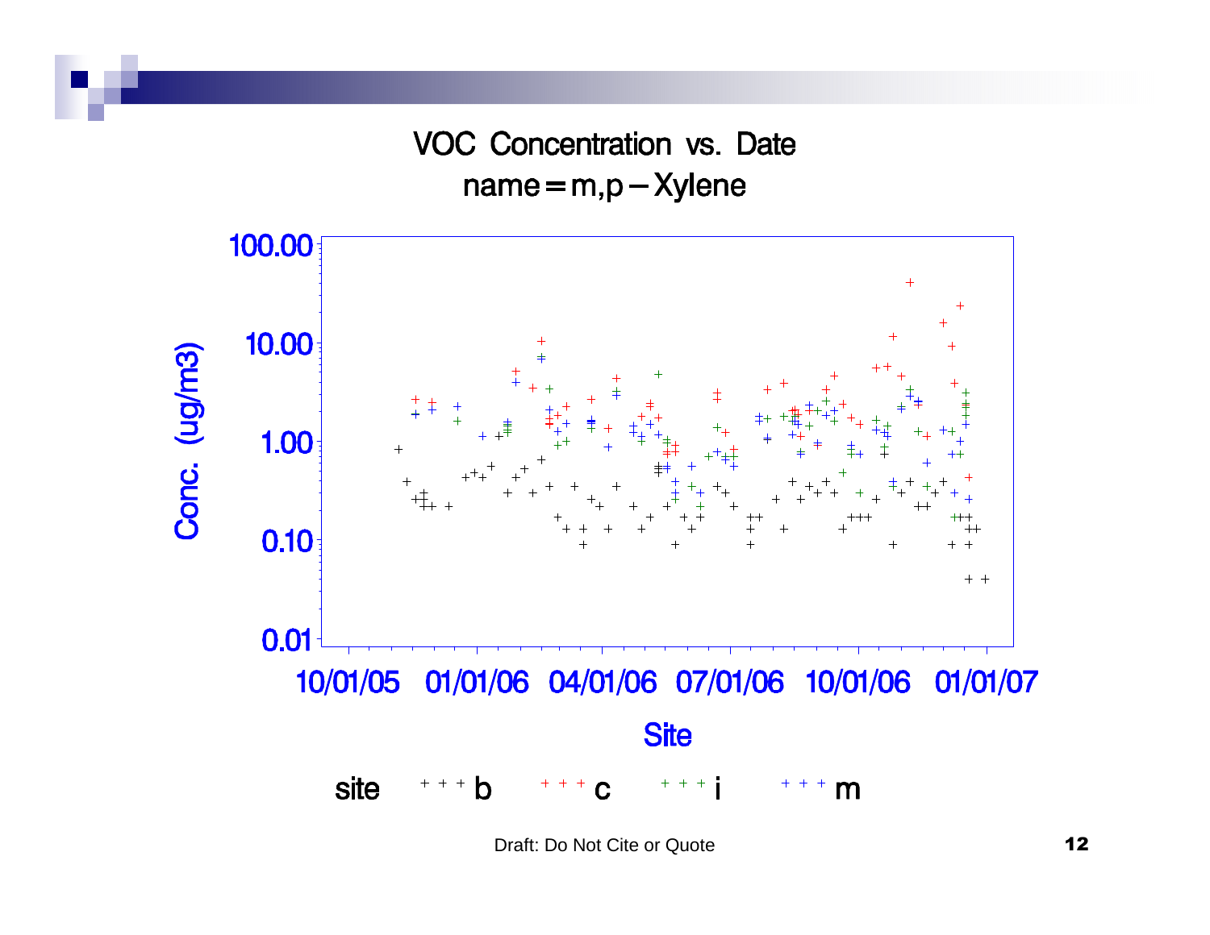VOC Concentration vs. Date

name = m,p – Xylene

Conc. (ug/m3)

100.00

10.00

1.00

0.10

0.01

10/01/05 01/01/06 04/01/06 07/01/06 10/01/06 01/01/07

Site

site + + + b + + + c + + + i + + + m

Draft: Do Not Cite or Quote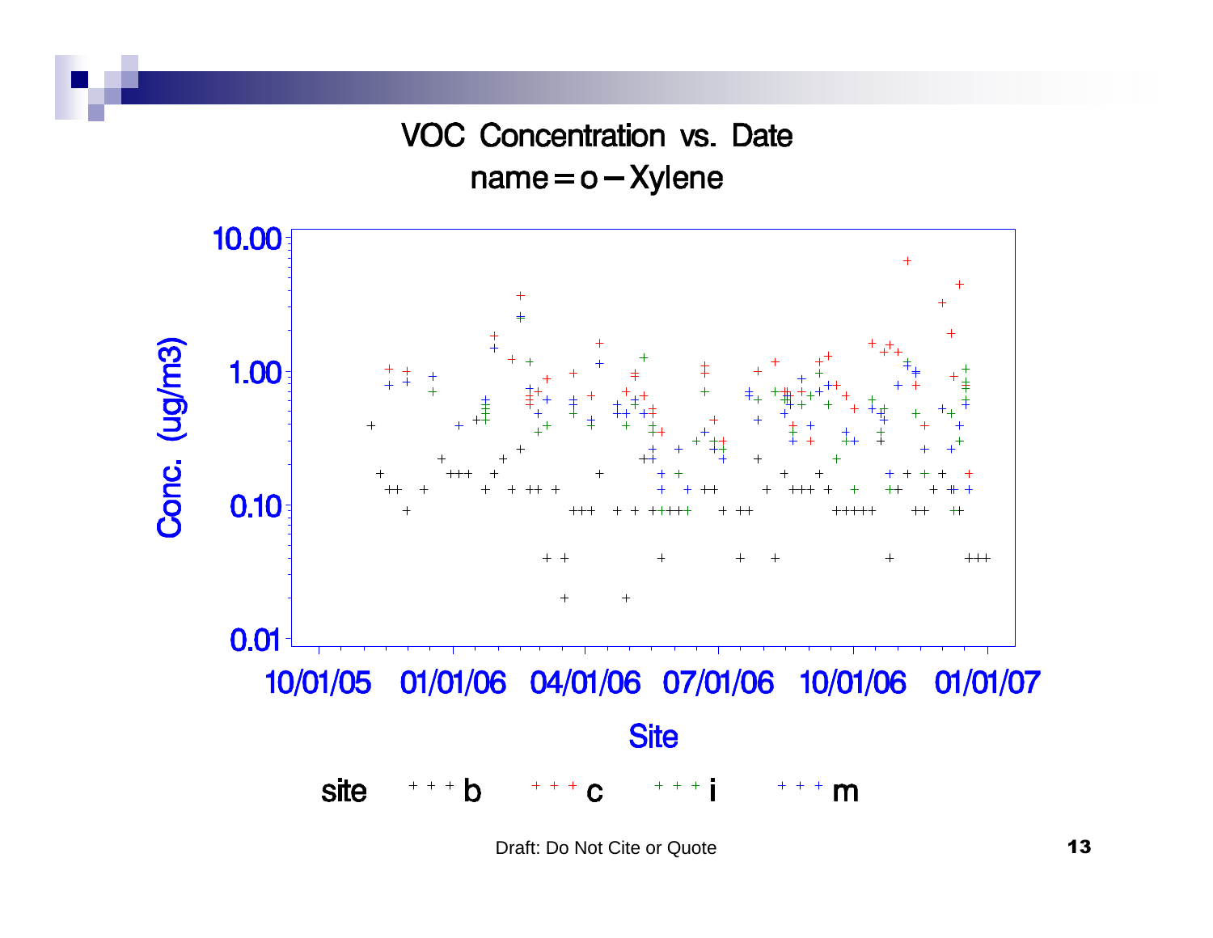VOC Concentration vs. Date

name=o−Xylene

Conc. (ug/m3)

10.00

1.00

0.10

0.01

10/01/05 01/01/06 04/01/06 07/01/06 10/01/06 01/01/07

Site

site + + + b + + + c + + + i + + + m

Draft: Do Not Cite or Quote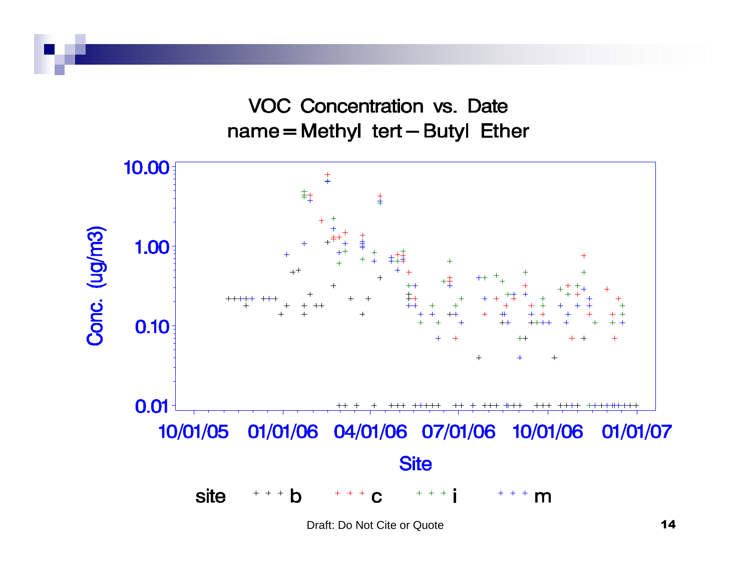VOC Concentration vs. Date
name = Methyl tert – Butyl Ether

Conc. (ug/m3)

10.00
1.00
0.10
0.01

10/01/05 01/01/06 04/01/06 07/01/06 10/01/06 01/01/07

Site

site + + + b + + + c + + + i + + + m

Draft: Do Not Cite or Quote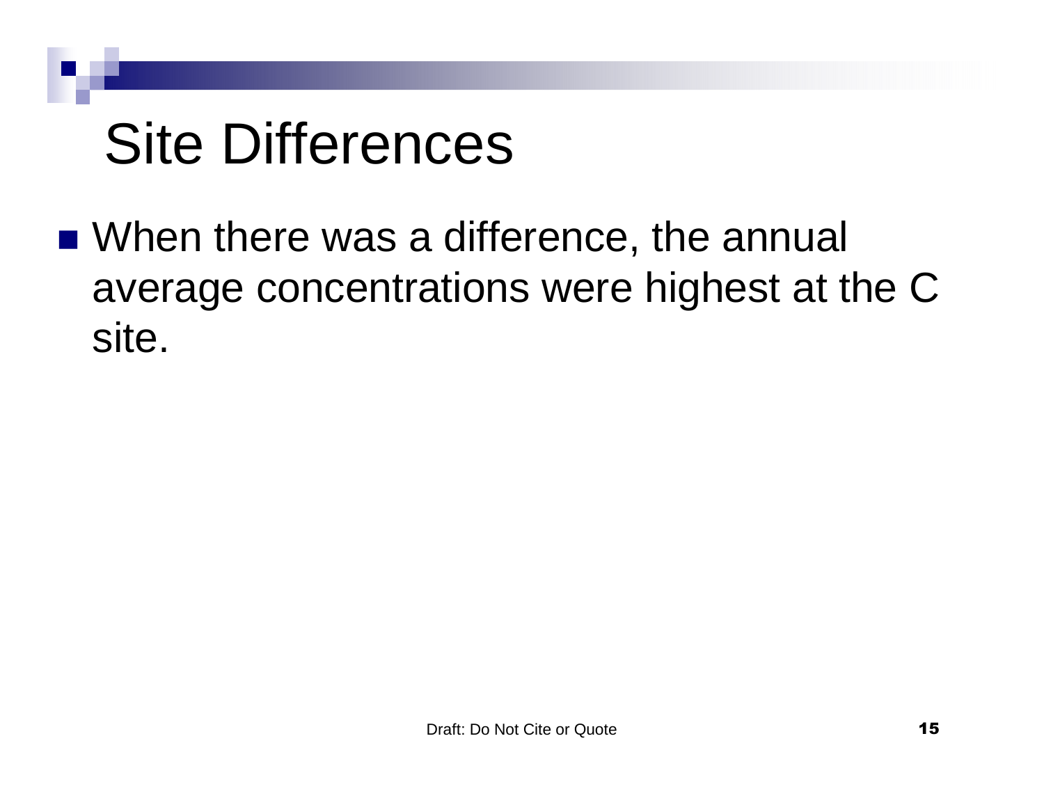# Site Differences

- When there was a difference, the annual average concentrations were highest at the C site.

Draft: Do Not Cite or Quote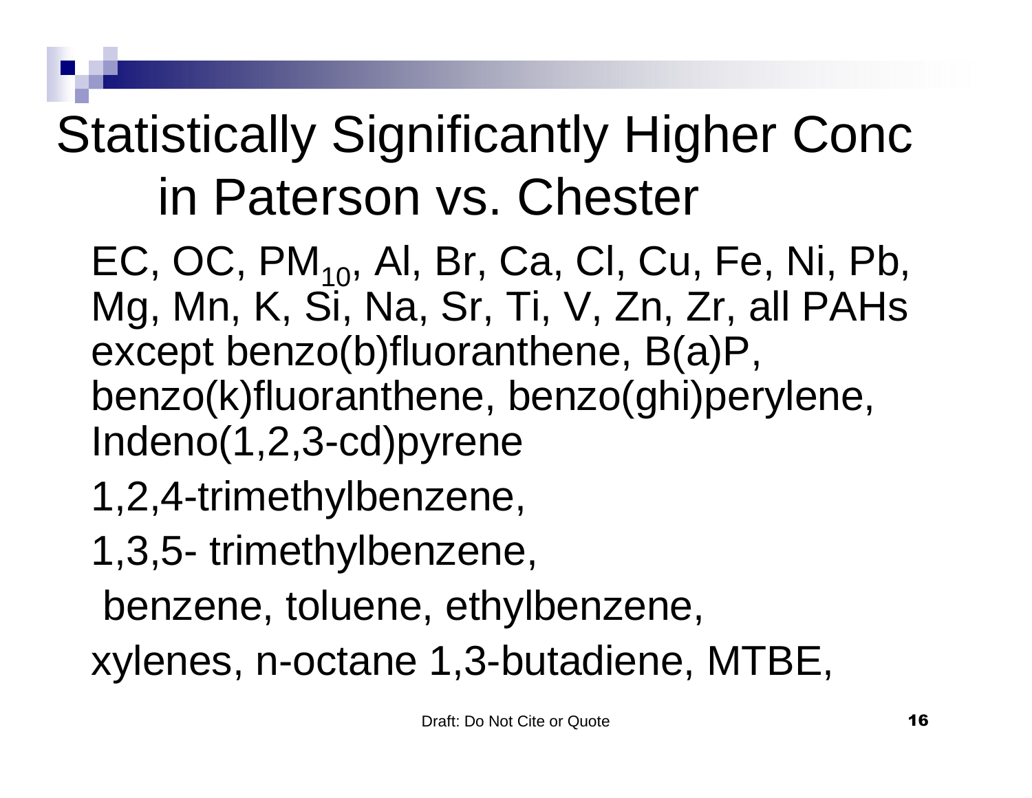# Statistically Significantly Higher Conc in Paterson vs. Chester

- EC, OC, $PM_{10}$, Al, Br, Ca, Cl, Cu, Fe, Ni, Pb, Mg, Mn, K, Si, Na, Sr, Ti, V, Zn, Zr, all PAHs except benzo(b)fluoranthene, B(a)P, benzo(k)fluoranthene, benzo(ghi)perylene, Indeno(1,2,3-cd)pyrene
- 1,2,4-trimethylbenzene,
- 1,3,5- trimethylbenzene,
- benzene, toluene, ethylbenzene,
- xylenes, n-octane 1,3-butadiene, MTBE,

Draft: Do Not Cite or Quote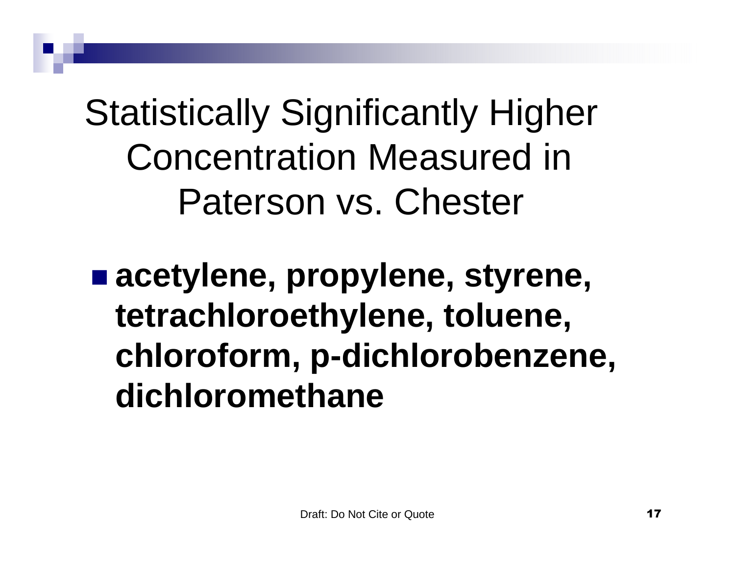# Statistically Significantly Higher Concentration Measured in Paterson vs. Chester

- **acetylene, propylene, styrene, tetrachloroethylene, toluene, chloroform, p-dichlorobenzene, dichloromethane**

Draft: Do Not Cite or Quote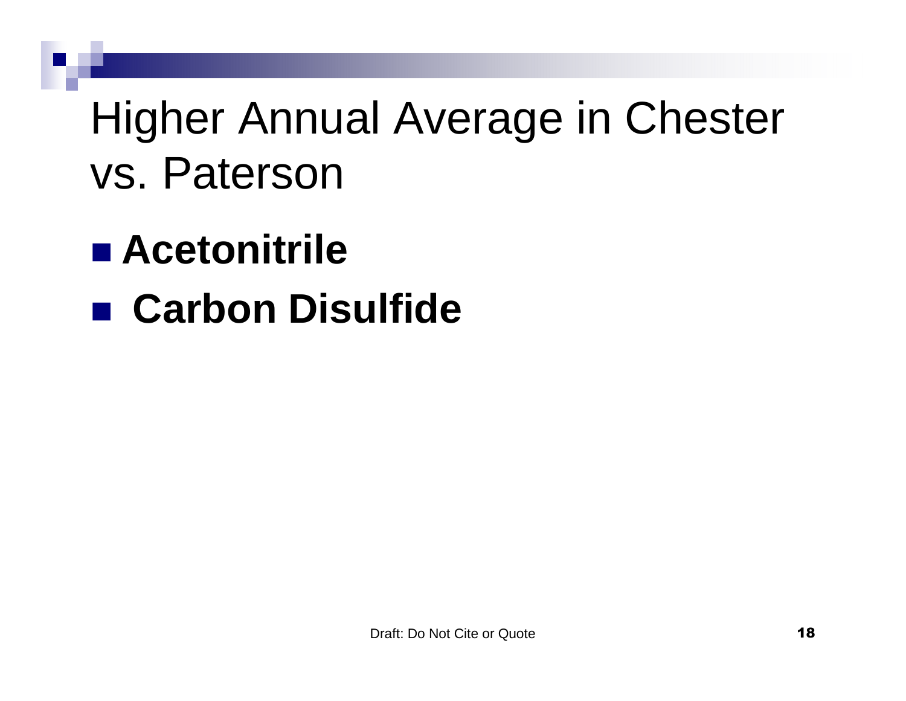# Higher Annual Average in Chester vs. Paterson

- **Acetonitrile**
- **Carbon Disulfide**

Draft: Do Not Cite or Quote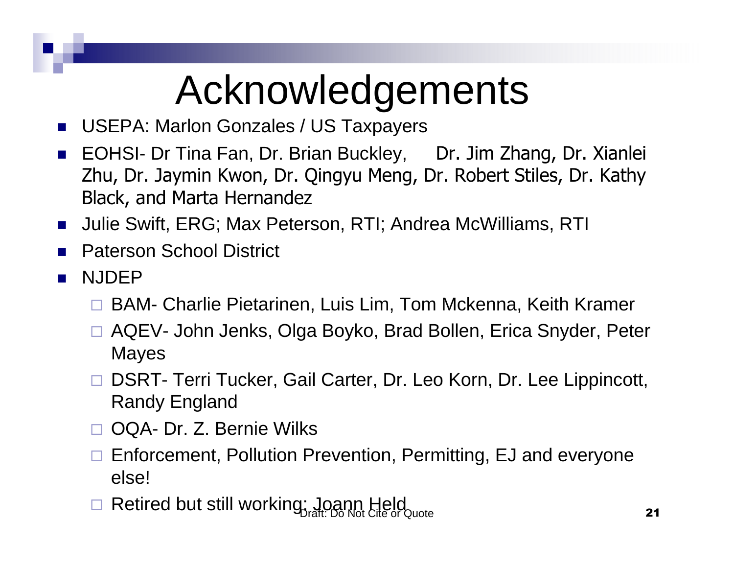# Acknowledgements

- USEPA: Marlon Gonzales / US Taxpayers
- EOHSI- Dr Tina Fan, Dr. Brian Buckley, Dr. Jim Zhang, Dr. Xianlei Zhu, Dr. Jaymin Kwon, Dr. Qingyu Meng, Dr. Robert Stiles, Dr. Kathy Black, and Marta Hernandez
- Julie Swift, ERG; Max Peterson, RTI; Andrea McWilliams, RTI
- Paterson School District
- NJDEP
  - BAM- Charlie Pietarinen, Luis Lim, Tom Mckenna, Keith Kramer
  - AQEV- John Jenks, Olga Boyko, Brad Bollen, Erica Snyder, Peter Mayes
  - DSRT- Terri Tucker, Gail Carter, Dr. Leo Korn, Dr. Lee Lippincott, Randy England
  - OQA- Dr. Z. Bernie Wilks
  - Enforcement, Pollution Prevention, Permitting, EJ and everyone else!
  - Retired but still working: Joann Held

Draft: Do Not Cite or Quote